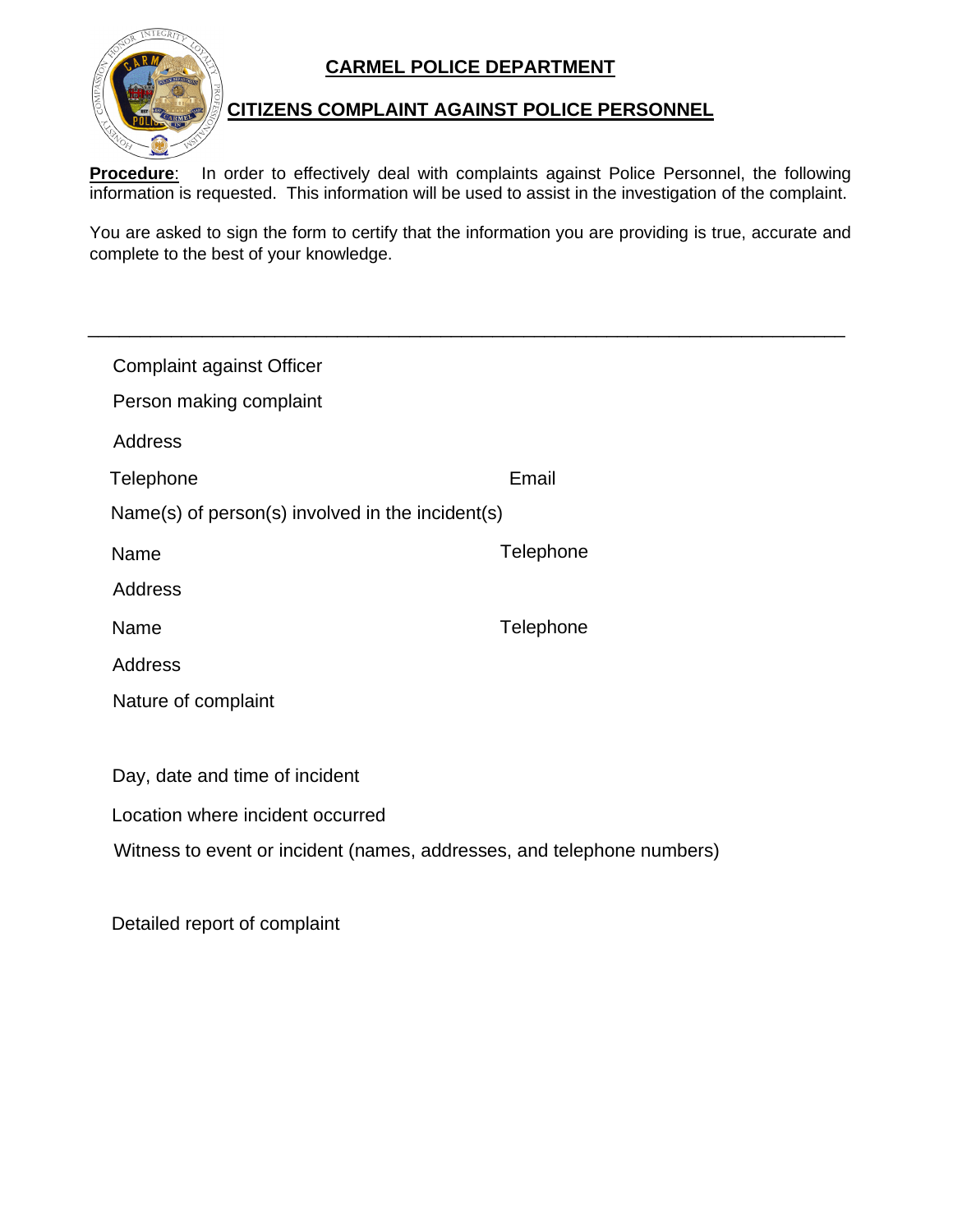# CARMEL POLICE DEPARTMENT

## CITIZENS COMPLAINT AGAINST POLICE PERSONNEL

**Procedure**: In order to effectively deal with complaints against Police Personnel, the following information is requested. This information will be used to assist in the investigation of the complaint.

You are asked to sign the form to certify that the information you are providing is true, accurate and complete to the best of your knowledge.

---

Complaint against Officer

Person making complaint

Address

Telephone Email

Name(s) of person(s) involved in the incident(s)

Name Telephone

Address

Name Telephone

Address

Nature of complaint

Day, date and time of incident

Location where incident occurred

Witness to event or incident (names, addresses, and telephone numbers)

Detailed report of complaint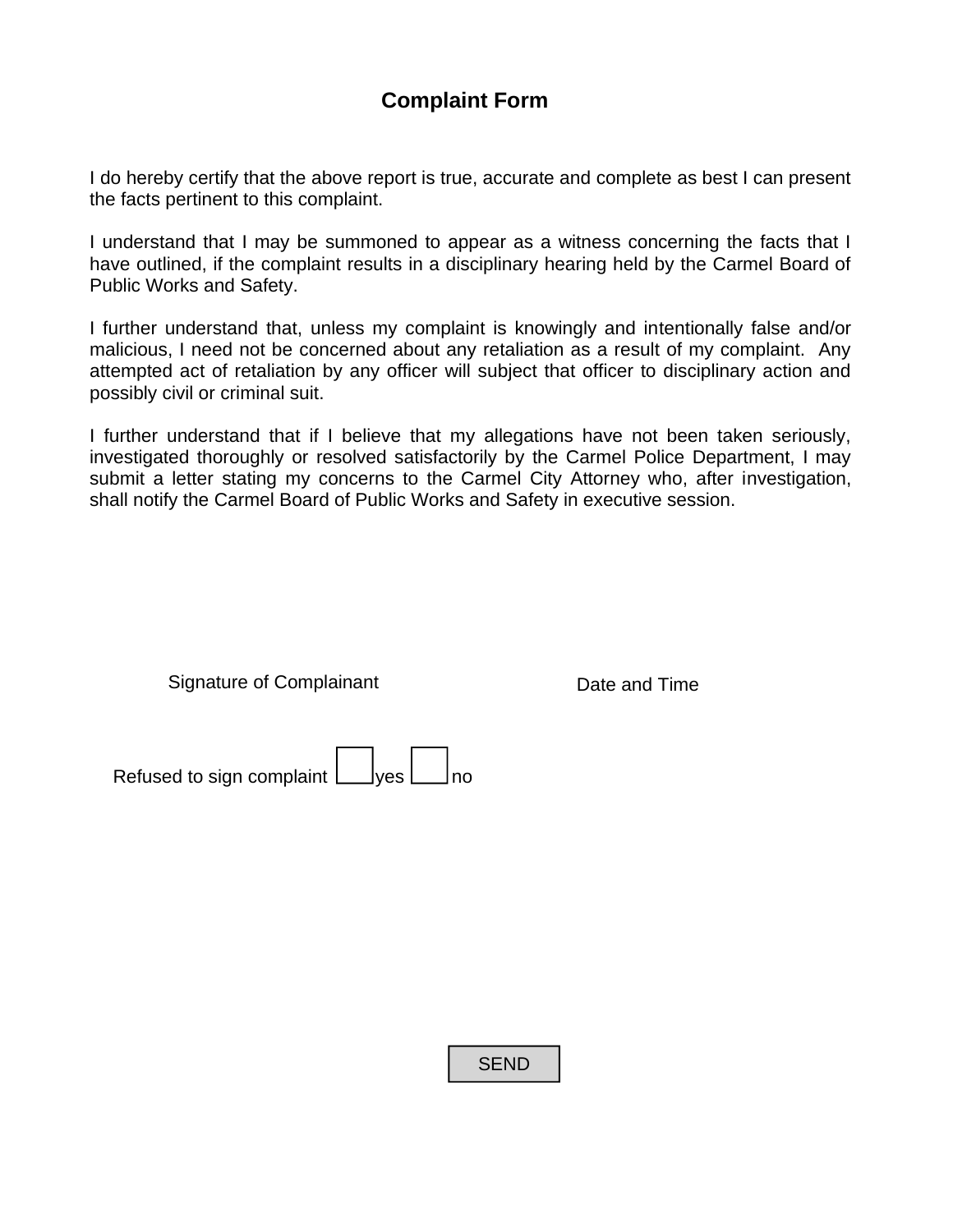# Complaint Form

I do hereby certify that the above report is true, accurate and complete as best I can present the facts pertinent to this complaint.

I understand that I may be summoned to appear as a witness concerning the facts that I have outlined, if the complaint results in a disciplinary hearing held by the Carmel Board of Public Works and Safety.

I further understand that, unless my complaint is knowingly and intentionally false and/or malicious, I need not be concerned about any retaliation as a result of my complaint. Any attempted act of retaliation by any officer will subject that officer to disciplinary action and possibly civil or criminal suit.

I further understand that if I believe that my allegations have not been taken seriously, investigated thoroughly or resolved satisfactorily by the Carmel Police Department, I may submit a letter stating my concerns to the Carmel City Attorney who, after investigation, shall notify the Carmel Board of Public Works and Safety in executive session.

Signature of Complainant

Date and Time

Refused to sign complaint ☐ yes ☐ no

SEND